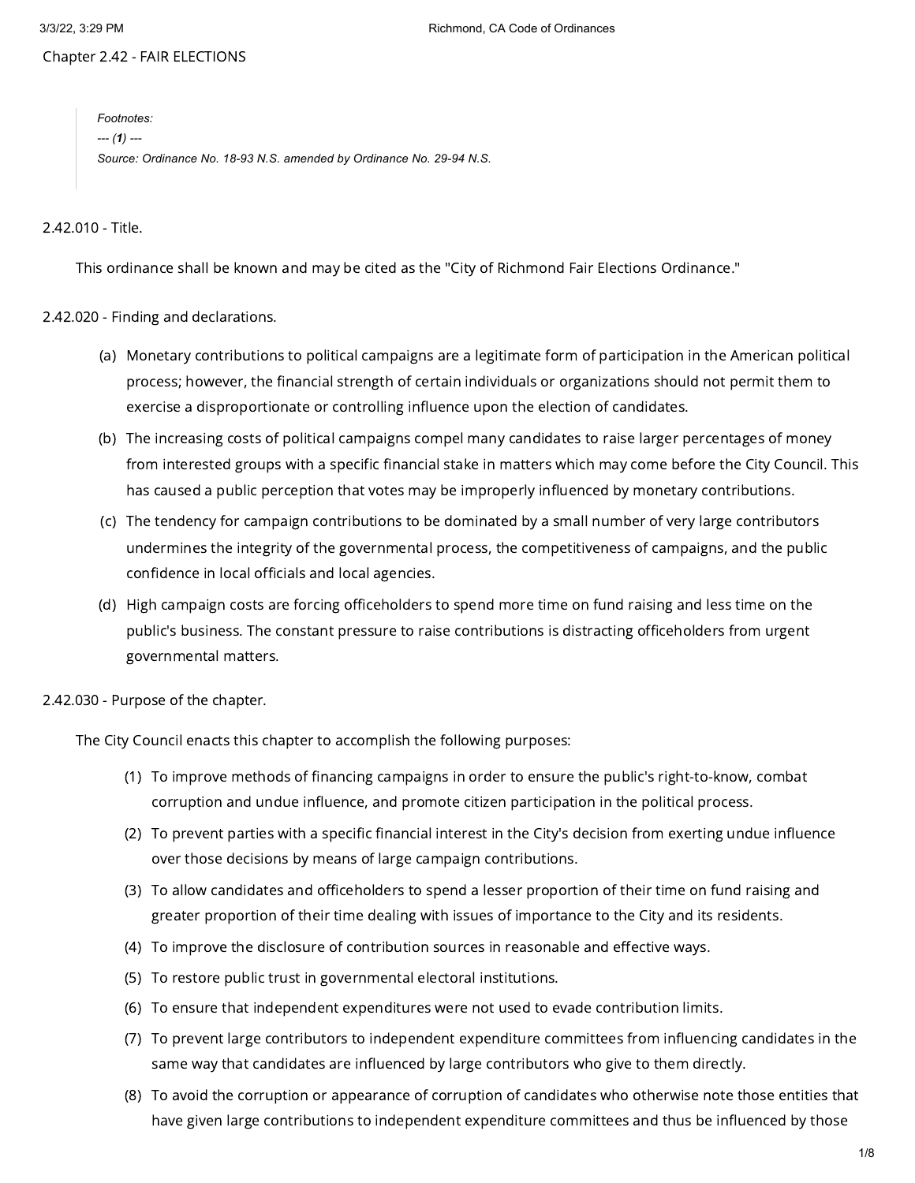# Chapter 2.42 - FAIR ELECTIONS

> *Footnotes:*
>
> *--- (**1**) ---*
>
> *Source: Ordinance No. 18-93 N.S. amended by Ordinance No. 29-94 N.S.*

## 2.42.010 - Title.

This ordinance shall be known and may be cited as the "City of Richmond Fair Elections Ordinance."

## 2.42.020 - Finding and declarations.

(a) Monetary contributions to political campaigns are a legitimate form of participation in the American political process; however, the financial strength of certain individuals or organizations should not permit them to exercise a disproportionate or controlling influence upon the election of candidates.

(b) The increasing costs of political campaigns compel many candidates to raise larger percentages of money from interested groups with a specific financial stake in matters which may come before the City Council. This has caused a public perception that votes may be improperly influenced by monetary contributions.

(c) The tendency for campaign contributions to be dominated by a small number of very large contributors undermines the integrity of the governmental process, the competitiveness of campaigns, and the public confidence in local officials and local agencies.

(d) High campaign costs are forcing officeholders to spend more time on fund raising and less time on the public's business. The constant pressure to raise contributions is distracting officeholders from urgent governmental matters.

## 2.42.030 - Purpose of the chapter.

The City Council enacts this chapter to accomplish the following purposes:

(1) To improve methods of financing campaigns in order to ensure the public's right-to-know, combat corruption and undue influence, and promote citizen participation in the political process.

(2) To prevent parties with a specific financial interest in the City's decision from exerting undue influence over those decisions by means of large campaign contributions.

(3) To allow candidates and officeholders to spend a lesser proportion of their time on fund raising and greater proportion of their time dealing with issues of importance to the City and its residents.

(4) To improve the disclosure of contribution sources in reasonable and effective ways.

(5) To restore public trust in governmental electoral institutions.

(6) To ensure that independent expenditures were not used to evade contribution limits.

(7) To prevent large contributors to independent expenditure committees from influencing candidates in the same way that candidates are influenced by large contributors who give to them directly.

(8) To avoid the corruption or appearance of corruption of candidates who otherwise note those entities that have given large contributions to independent expenditure committees and thus be influenced by those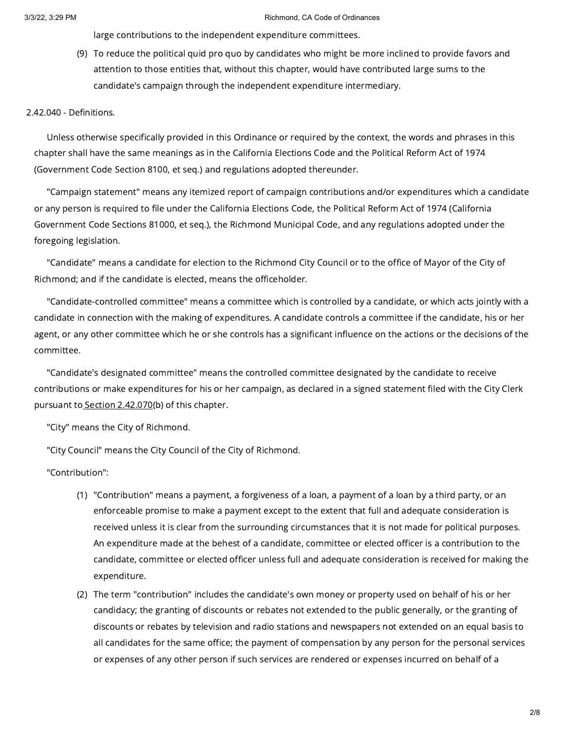large contributions to the independent expenditure committees.

(9) To reduce the political quid pro quo by candidates who might be more inclined to provide favors and attention to those entities that, without this chapter, would have contributed large sums to the candidate's campaign through the independent expenditure intermediary.

2.42.040 - Definitions.

Unless otherwise specifically provided in this Ordinance or required by the context, the words and phrases in this chapter shall have the same meanings as in the California Elections Code and the Political Reform Act of 1974 (Government Code Section 8100, et seq.) and regulations adopted thereunder.

"Campaign statement" means any itemized report of campaign contributions and/or expenditures which a candidate or any person is required to file under the California Elections Code, the Political Reform Act of 1974 (California Government Code Sections 81000, et seq.), the Richmond Municipal Code, and any regulations adopted under the foregoing legislation.

"Candidate" means a candidate for election to the Richmond City Council or to the office of Mayor of the City of Richmond; and if the candidate is elected, means the officeholder.

"Candidate-controlled committee" means a committee which is controlled by a candidate, or which acts jointly with a candidate in connection with the making of expenditures. A candidate controls a committee if the candidate, his or her agent, or any other committee which he or she controls has a significant influence on the actions or the decisions of the committee.

"Candidate's designated committee" means the controlled committee designated by the candidate to receive contributions or make expenditures for his or her campaign, as declared in a signed statement filed with the City Clerk pursuant to Section 2.42.070(b) of this chapter.

"City" means the City of Richmond.

"City Council" means the City Council of the City of Richmond.

"Contribution":

(1) "Contribution" means a payment, a forgiveness of a loan, a payment of a loan by a third party, or an enforceable promise to make a payment except to the extent that full and adequate consideration is received unless it is clear from the surrounding circumstances that it is not made for political purposes. An expenditure made at the behest of a candidate, committee or elected officer is a contribution to the candidate, committee or elected officer unless full and adequate consideration is received for making the expenditure.

(2) The term "contribution" includes the candidate's own money or property used on behalf of his or her candidacy; the granting of discounts or rebates not extended to the public generally, or the granting of discounts or rebates by television and radio stations and newspapers not extended on an equal basis to all candidates for the same office; the payment of compensation by any person for the personal services or expenses of any other person if such services are rendered or expenses incurred on behalf of a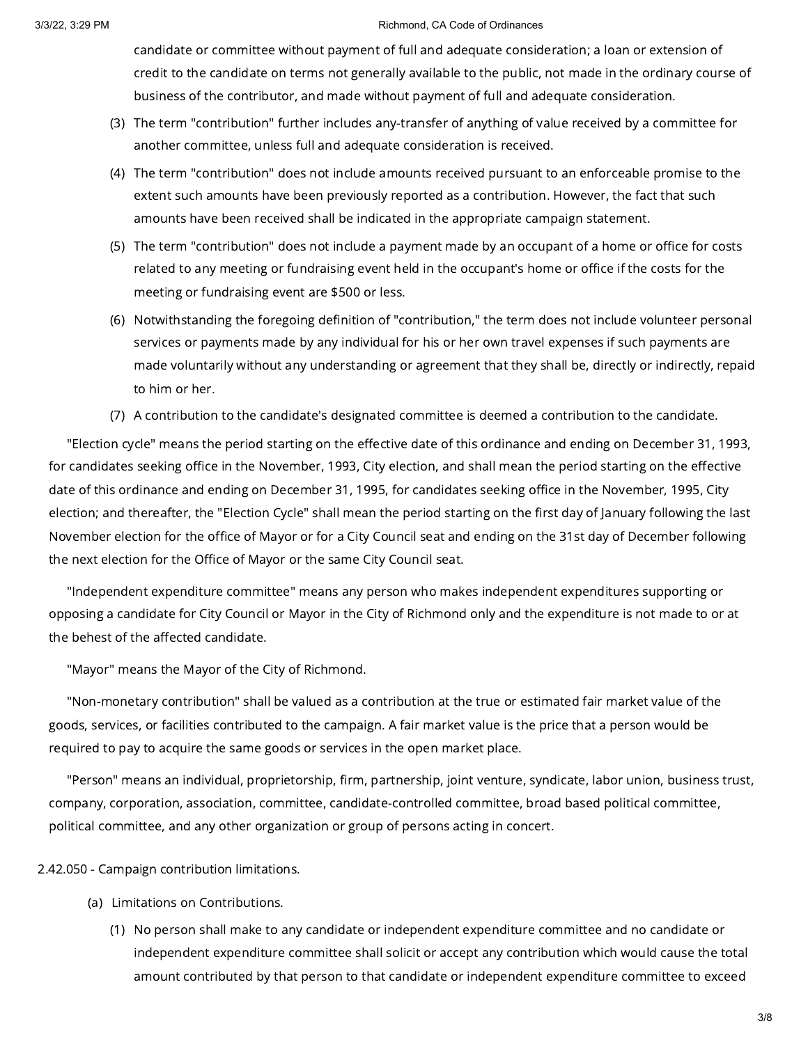candidate or committee without payment of full and adequate consideration; a loan or extension of credit to the candidate on terms not generally available to the public, not made in the ordinary course of business of the contributor, and made without payment of full and adequate consideration.

(3) The term "contribution" further includes any-transfer of anything of value received by a committee for another committee, unless full and adequate consideration is received.

(4) The term "contribution" does not include amounts received pursuant to an enforceable promise to the extent such amounts have been previously reported as a contribution. However, the fact that such amounts have been received shall be indicated in the appropriate campaign statement.

(5) The term "contribution" does not include a payment made by an occupant of a home or office for costs related to any meeting or fundraising event held in the occupant's home or office if the costs for the meeting or fundraising event are $500 or less.

(6) Notwithstanding the foregoing definition of "contribution," the term does not include volunteer personal services or payments made by any individual for his or her own travel expenses if such payments are made voluntarily without any understanding or agreement that they shall be, directly or indirectly, repaid to him or her.

(7) A contribution to the candidate's designated committee is deemed a contribution to the candidate.

"Election cycle" means the period starting on the effective date of this ordinance and ending on December 31, 1993, for candidates seeking office in the November, 1993, City election, and shall mean the period starting on the effective date of this ordinance and ending on December 31, 1995, for candidates seeking office in the November, 1995, City election; and thereafter, the "Election Cycle" shall mean the period starting on the first day of January following the last November election for the office of Mayor or for a City Council seat and ending on the 31st day of December following the next election for the Office of Mayor or the same City Council seat.

"Independent expenditure committee" means any person who makes independent expenditures supporting or opposing a candidate for City Council or Mayor in the City of Richmond only and the expenditure is not made to or at the behest of the affected candidate.

"Mayor" means the Mayor of the City of Richmond.

"Non-monetary contribution" shall be valued as a contribution at the true or estimated fair market value of the goods, services, or facilities contributed to the campaign. A fair market value is the price that a person would be required to pay to acquire the same goods or services in the open market place.

"Person" means an individual, proprietorship, firm, partnership, joint venture, syndicate, labor union, business trust, company, corporation, association, committee, candidate-controlled committee, broad based political committee, political committee, and any other organization or group of persons acting in concert.

## 2.42.050 - Campaign contribution limitations.

(a) Limitations on Contributions.

(1) No person shall make to any candidate or independent expenditure committee and no candidate or independent expenditure committee shall solicit or accept any contribution which would cause the total amount contributed by that person to that candidate or independent expenditure committee to exceed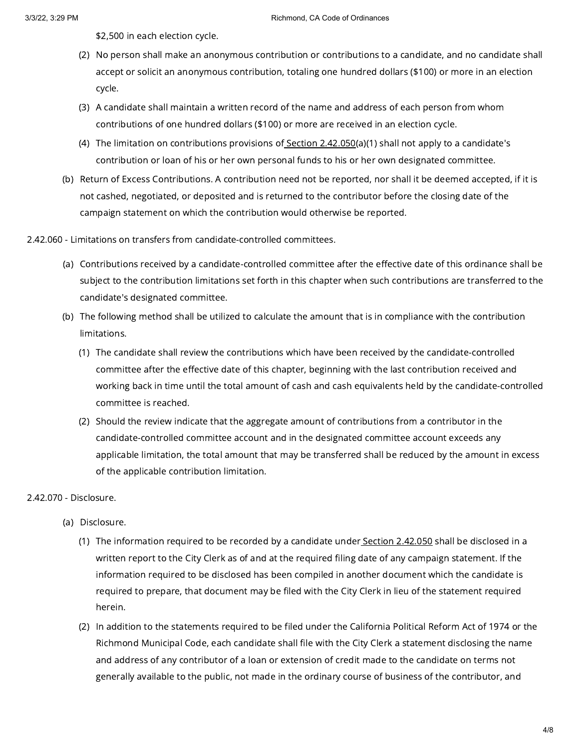$2,500 in each election cycle.

(2) No person shall make an anonymous contribution or contributions to a candidate, and no candidate shall accept or solicit an anonymous contribution, totaling one hundred dollars ($100) or more in an election cycle.

(3) A candidate shall maintain a written record of the name and address of each person from whom contributions of one hundred dollars ($100) or more are received in an election cycle.

(4) The limitation on contributions provisions of Section 2.42.050(a)(1) shall not apply to a candidate's contribution or loan of his or her own personal funds to his or her own designated committee.

(b) Return of Excess Contributions. A contribution need not be reported, nor shall it be deemed accepted, if it is not cashed, negotiated, or deposited and is returned to the contributor before the closing date of the campaign statement on which the contribution would otherwise be reported.

2.42.060 - Limitations on transfers from candidate-controlled committees.

(a) Contributions received by a candidate-controlled committee after the effective date of this ordinance shall be subject to the contribution limitations set forth in this chapter when such contributions are transferred to the candidate's designated committee.

(b) The following method shall be utilized to calculate the amount that is in compliance with the contribution limitations.

(1) The candidate shall review the contributions which have been received by the candidate-controlled committee after the effective date of this chapter, beginning with the last contribution received and working back in time until the total amount of cash and cash equivalents held by the candidate-controlled committee is reached.

(2) Should the review indicate that the aggregate amount of contributions from a contributor in the candidate-controlled committee account and in the designated committee account exceeds any applicable limitation, the total amount that may be transferred shall be reduced by the amount in excess of the applicable contribution limitation.

2.42.070 - Disclosure.

(a) Disclosure.

(1) The information required to be recorded by a candidate under Section 2.42.050 shall be disclosed in a written report to the City Clerk as of and at the required filing date of any campaign statement. If the information required to be disclosed has been compiled in another document which the candidate is required to prepare, that document may be filed with the City Clerk in lieu of the statement required herein.

(2) In addition to the statements required to be filed under the California Political Reform Act of 1974 or the Richmond Municipal Code, each candidate shall file with the City Clerk a statement disclosing the name and address of any contributor of a loan or extension of credit made to the candidate on terms not generally available to the public, not made in the ordinary course of business of the contributor, and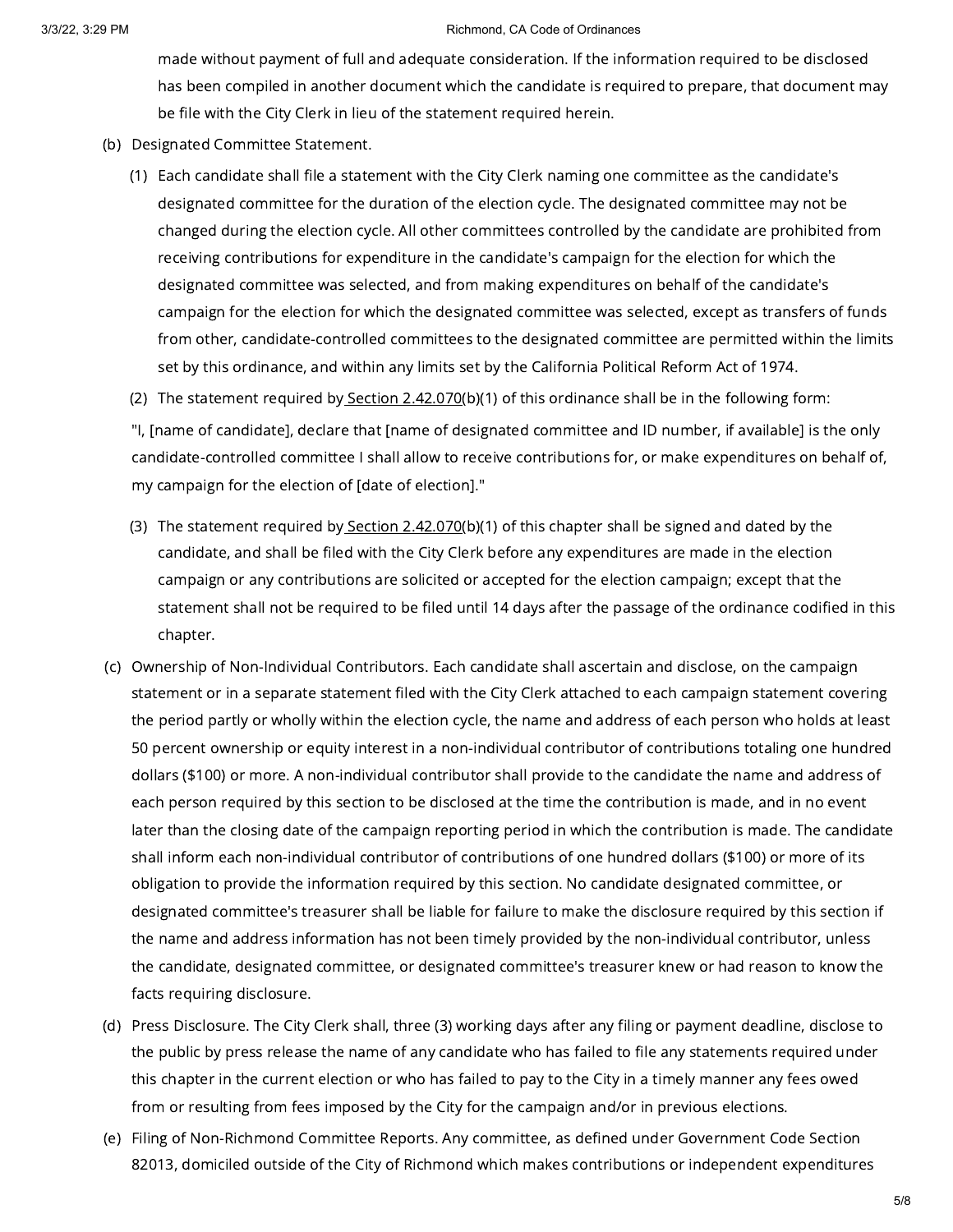made without payment of full and adequate consideration. If the information required to be disclosed has been compiled in another document which the candidate is required to prepare, that document may be file with the City Clerk in lieu of the statement required herein.

(b) Designated Committee Statement.

(1) Each candidate shall file a statement with the City Clerk naming one committee as the candidate's designated committee for the duration of the election cycle. The designated committee may not be changed during the election cycle. All other committees controlled by the candidate are prohibited from receiving contributions for expenditure in the candidate's campaign for the election for which the designated committee was selected, and from making expenditures on behalf of the candidate's campaign for the election for which the designated committee was selected, except as transfers of funds from other, candidate-controlled committees to the designated committee are permitted within the limits set by this ordinance, and within any limits set by the California Political Reform Act of 1974.

(2) The statement required by Section 2.42.070(b)(1) of this ordinance shall be in the following form:

"I, [name of candidate], declare that [name of designated committee and ID number, if available] is the only candidate-controlled committee I shall allow to receive contributions for, or make expenditures on behalf of, my campaign for the election of [date of election]."

(3) The statement required by Section 2.42.070(b)(1) of this chapter shall be signed and dated by the candidate, and shall be filed with the City Clerk before any expenditures are made in the election campaign or any contributions are solicited or accepted for the election campaign; except that the statement shall not be required to be filed until 14 days after the passage of the ordinance codified in this chapter.

(c) Ownership of Non-Individual Contributors. Each candidate shall ascertain and disclose, on the campaign statement or in a separate statement filed with the City Clerk attached to each campaign statement covering the period partly or wholly within the election cycle, the name and address of each person who holds at least 50 percent ownership or equity interest in a non-individual contributor of contributions totaling one hundred dollars ($100) or more. A non-individual contributor shall provide to the candidate the name and address of each person required by this section to be disclosed at the time the contribution is made, and in no event later than the closing date of the campaign reporting period in which the contribution is made. The candidate shall inform each non-individual contributor of contributions of one hundred dollars ($100) or more of its obligation to provide the information required by this section. No candidate designated committee, or designated committee's treasurer shall be liable for failure to make the disclosure required by this section if the name and address information has not been timely provided by the non-individual contributor, unless the candidate, designated committee, or designated committee's treasurer knew or had reason to know the facts requiring disclosure.

(d) Press Disclosure. The City Clerk shall, three (3) working days after any filing or payment deadline, disclose to the public by press release the name of any candidate who has failed to file any statements required under this chapter in the current election or who has failed to pay to the City in a timely manner any fees owed from or resulting from fees imposed by the City for the campaign and/or in previous elections.

(e) Filing of Non-Richmond Committee Reports. Any committee, as defined under Government Code Section 82013, domiciled outside of the City of Richmond which makes contributions or independent expenditures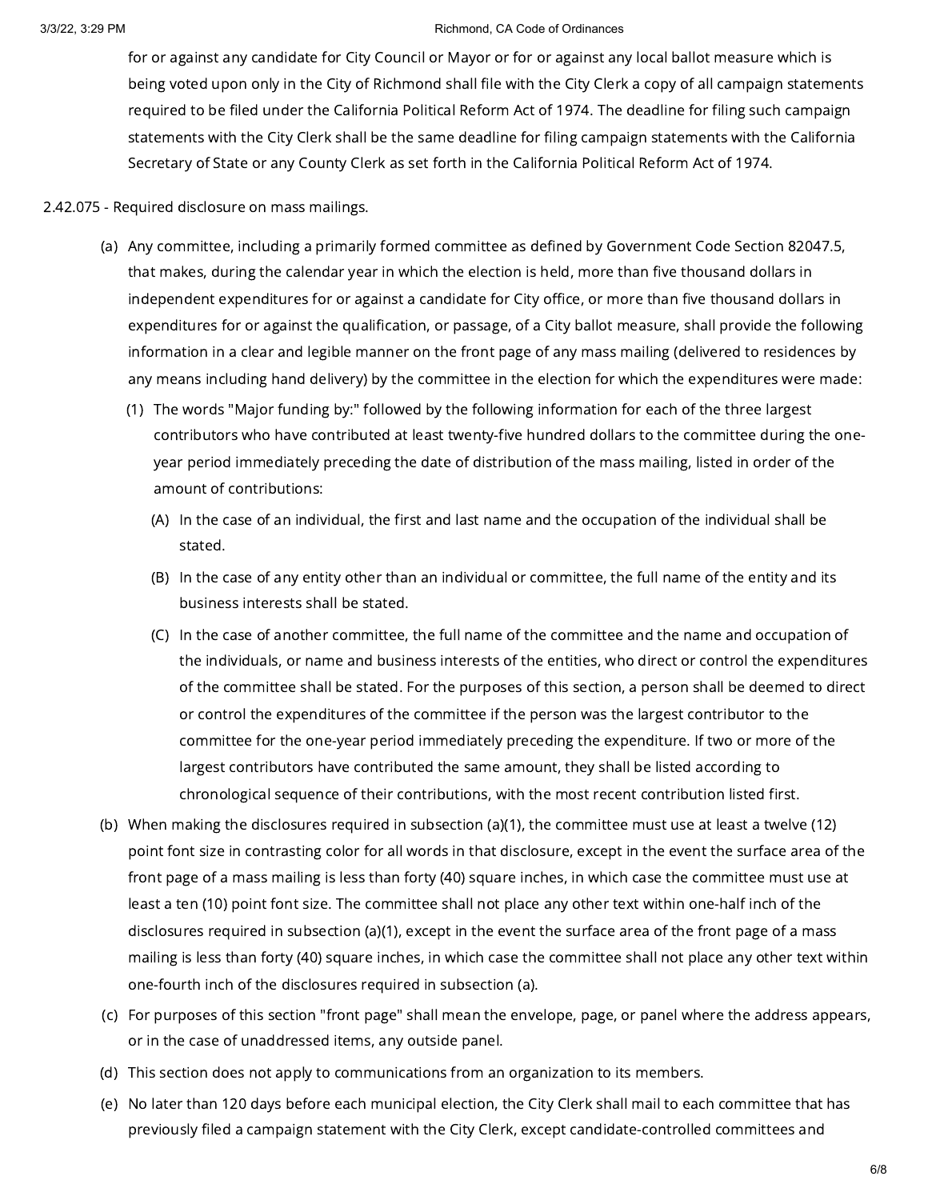for or against any candidate for City Council or Mayor or for or against any local ballot measure which is being voted upon only in the City of Richmond shall file with the City Clerk a copy of all campaign statements required to be filed under the California Political Reform Act of 1974. The deadline for filing such campaign statements with the City Clerk shall be the same deadline for filing campaign statements with the California Secretary of State or any County Clerk as set forth in the California Political Reform Act of 1974.

2.42.075 - Required disclosure on mass mailings.

(a) Any committee, including a primarily formed committee as defined by Government Code Section 82047.5, that makes, during the calendar year in which the election is held, more than five thousand dollars in independent expenditures for or against a candidate for City office, or more than five thousand dollars in expenditures for or against the qualification, or passage, of a City ballot measure, shall provide the following information in a clear and legible manner on the front page of any mass mailing (delivered to residences by any means including hand delivery) by the committee in the election for which the expenditures were made:

(1) The words "Major funding by:" followed by the following information for each of the three largest contributors who have contributed at least twenty-five hundred dollars to the committee during the one-year period immediately preceding the date of distribution of the mass mailing, listed in order of the amount of contributions:

(A) In the case of an individual, the first and last name and the occupation of the individual shall be stated.

(B) In the case of any entity other than an individual or committee, the full name of the entity and its business interests shall be stated.

(C) In the case of another committee, the full name of the committee and the name and occupation of the individuals, or name and business interests of the entities, who direct or control the expenditures of the committee shall be stated. For the purposes of this section, a person shall be deemed to direct or control the expenditures of the committee if the person was the largest contributor to the committee for the one-year period immediately preceding the expenditure. If two or more of the largest contributors have contributed the same amount, they shall be listed according to chronological sequence of their contributions, with the most recent contribution listed first.

(b) When making the disclosures required in subsection (a)(1), the committee must use at least a twelve (12) point font size in contrasting color for all words in that disclosure, except in the event the surface area of the front page of a mass mailing is less than forty (40) square inches, in which case the committee must use at least a ten (10) point font size. The committee shall not place any other text within one-half inch of the disclosures required in subsection (a)(1), except in the event the surface area of the front page of a mass mailing is less than forty (40) square inches, in which case the committee shall not place any other text within one-fourth inch of the disclosures required in subsection (a).

(c) For purposes of this section "front page" shall mean the envelope, page, or panel where the address appears, or in the case of unaddressed items, any outside panel.

(d) This section does not apply to communications from an organization to its members.

(e) No later than 120 days before each municipal election, the City Clerk shall mail to each committee that has previously filed a campaign statement with the City Clerk, except candidate-controlled committees and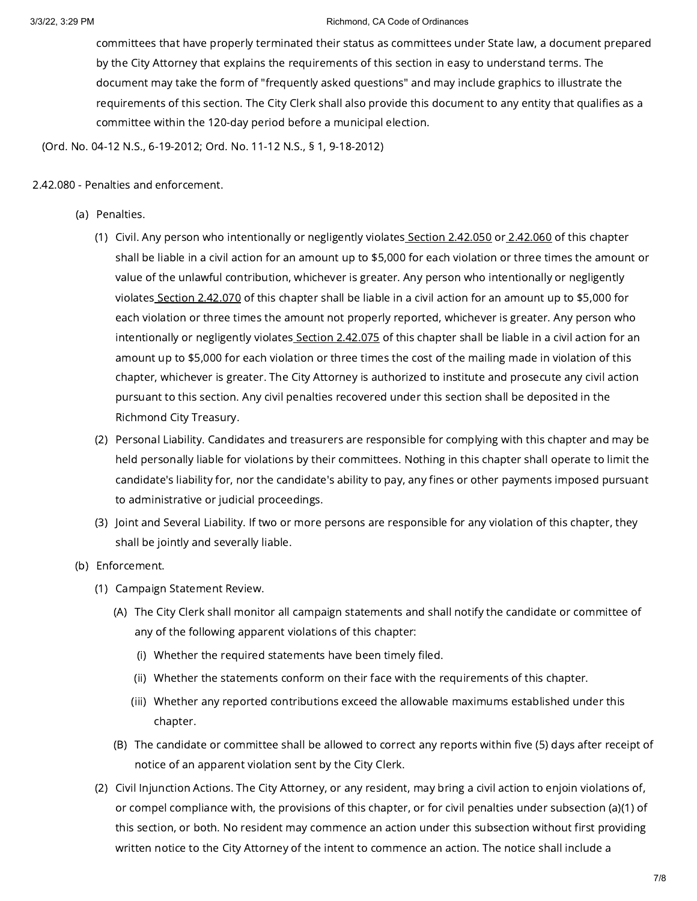committees that have properly terminated their status as committees under State law, a document prepared by the City Attorney that explains the requirements of this section in easy to understand terms. The document may take the form of "frequently asked questions" and may include graphics to illustrate the requirements of this section. The City Clerk shall also provide this document to any entity that qualifies as a committee within the 120-day period before a municipal election.

(Ord. No. 04-12 N.S., 6-19-2012; Ord. No. 11-12 N.S., § 1, 9-18-2012)

## 2.42.080 - Penalties and enforcement.

(a) Penalties.

(1) Civil. Any person who intentionally or negligently violates Section 2.42.050 or 2.42.060 of this chapter shall be liable in a civil action for an amount up to $5,000 for each violation or three times the amount or value of the unlawful contribution, whichever is greater. Any person who intentionally or negligently violates Section 2.42.070 of this chapter shall be liable in a civil action for an amount up to $5,000 for each violation or three times the amount not properly reported, whichever is greater. Any person who intentionally or negligently violates Section 2.42.075 of this chapter shall be liable in a civil action for an amount up to $5,000 for each violation or three times the cost of the mailing made in violation of this chapter, whichever is greater. The City Attorney is authorized to institute and prosecute any civil action pursuant to this section. Any civil penalties recovered under this section shall be deposited in the Richmond City Treasury.

(2) Personal Liability. Candidates and treasurers are responsible for complying with this chapter and may be held personally liable for violations by their committees. Nothing in this chapter shall operate to limit the candidate's liability for, nor the candidate's ability to pay, any fines or other payments imposed pursuant to administrative or judicial proceedings.

(3) Joint and Several Liability. If two or more persons are responsible for any violation of this chapter, they shall be jointly and severally liable.

(b) Enforcement.

(1) Campaign Statement Review.

(A) The City Clerk shall monitor all campaign statements and shall notify the candidate or committee of any of the following apparent violations of this chapter:

(i) Whether the required statements have been timely filed.

(ii) Whether the statements conform on their face with the requirements of this chapter.

(iii) Whether any reported contributions exceed the allowable maximums established under this chapter.

(B) The candidate or committee shall be allowed to correct any reports within five (5) days after receipt of notice of an apparent violation sent by the City Clerk.

(2) Civil Injunction Actions. The City Attorney, or any resident, may bring a civil action to enjoin violations of, or compel compliance with, the provisions of this chapter, or for civil penalties under subsection (a)(1) of this section, or both. No resident may commence an action under this subsection without first providing written notice to the City Attorney of the intent to commence an action. The notice shall include a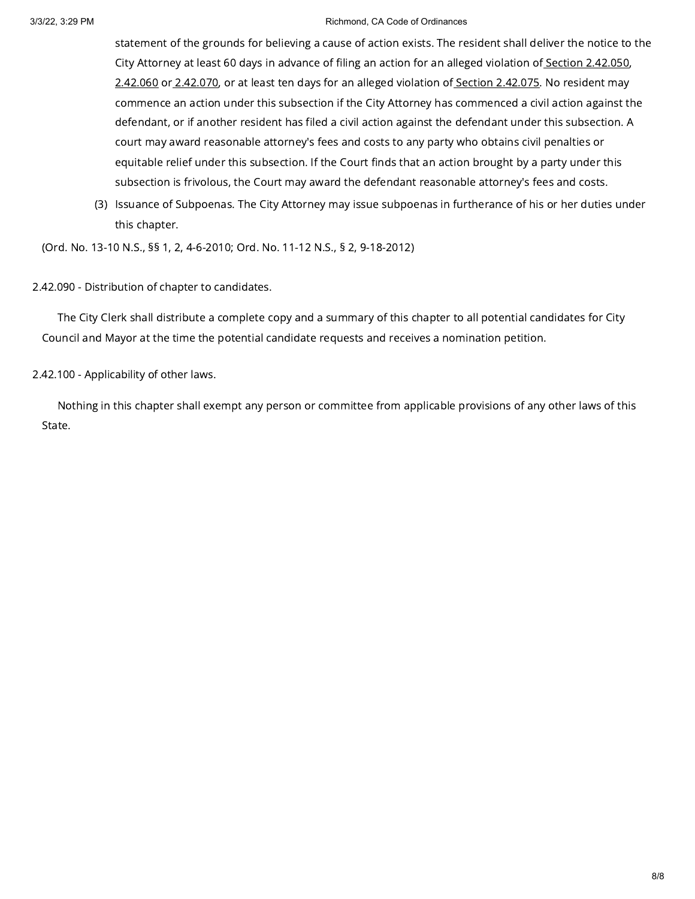statement of the grounds for believing a cause of action exists. The resident shall deliver the notice to the City Attorney at least 60 days in advance of filing an action for an alleged violation of Section 2.42.050, 2.42.060 or 2.42.070, or at least ten days for an alleged violation of Section 2.42.075. No resident may commence an action under this subsection if the City Attorney has commenced a civil action against the defendant, or if another resident has filed a civil action against the defendant under this subsection. A court may award reasonable attorney's fees and costs to any party who obtains civil penalties or equitable relief under this subsection. If the Court finds that an action brought by a party under this subsection is frivolous, the Court may award the defendant reasonable attorney's fees and costs.

(3) Issuance of Subpoenas. The City Attorney may issue subpoenas in furtherance of his or her duties under this chapter.

(Ord. No. 13-10 N.S., §§ 1, 2, 4-6-2010; Ord. No. 11-12 N.S., § 2, 9-18-2012)

2.42.090 - Distribution of chapter to candidates.

The City Clerk shall distribute a complete copy and a summary of this chapter to all potential candidates for City Council and Mayor at the time the potential candidate requests and receives a nomination petition.

2.42.100 - Applicability of other laws.

Nothing in this chapter shall exempt any person or committee from applicable provisions of any other laws of this State.